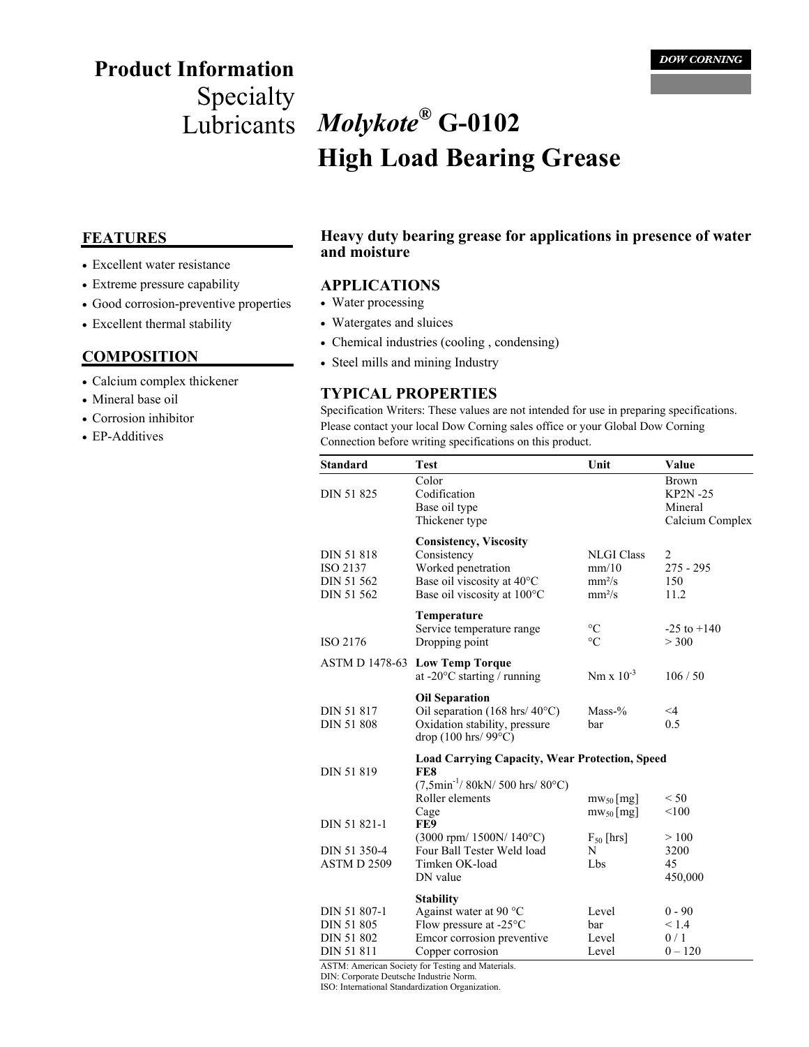DOW CORNING

# Product Information
## Specialty Lubricants

# *Molykote®* G-0102 High Load Bearing Grease

## FEATURES

- Excellent water resistance
- Extreme pressure capability
- Good corrosion-preventive properties
- Excellent thermal stability

## COMPOSITION

- Calcium complex thickener
- Mineral base oil
- Corrosion inhibitor
- EP-Additives

**Heavy duty bearing grease for applications in presence of water and moisture**

## APPLICATIONS

- Water processing
- Watergates and sluices
- Chemical industries (cooling , condensing)
- Steel mills and mining Industry

## TYPICAL PROPERTIES

Specification Writers: These values are not intended for use in preparing specifications. Please contact your local Dow Corning sales office or your Global Dow Corning Connection before writing specifications on this product.

| Standard | Test | Unit | Value |
|---|---|---|---|
| | Color | | Brown |
| DIN 51 825 | Codification | | KP2N -25 |
| | Base oil type | | Mineral |
| | Thickener type | | Calcium Complex |
| | **Consistency, Viscosity** | | |
| DIN 51 818 | Consistency | NLGI Class | 2 |
| ISO 2137 | Worked penetration | mm/10 | 275 - 295 |
| DIN 51 562 | Base oil viscosity at 40°C | mm²/s | 150 |
| DIN 51 562 | Base oil viscosity at 100°C | mm²/s | 11.2 |
| | **Temperature** | | |
| | Service temperature range | °C | -25 to +140 |
| ISO 2176 | Dropping point | °C | > 300 |
| ASTM D 1478-63 | **Low Temp Torque** | | |
| | at -20°C starting / running | Nm x $10^{-3}$ | 106 / 50 |
| | **Oil Separation** | | |
| DIN 51 817 | Oil separation (168 hrs/ 40°C) | Mass-% | <4 |
| DIN 51 808 | Oxidation stability, pressure drop (100 hrs/ 99°C) | bar | 0.5 |
| | **Load Carrying Capacity, Wear Protection, Speed** | | |
| DIN 51 819 | **FE8** | | |
| | (7,5min$^{-1}$/ 80kN/ 500 hrs/ 80°C) | | |
| | Roller elements | $mw_{50}$ [mg] | < 50 |
| | Cage | $mw_{50}$ [mg] | <100 |
| DIN 51 821-1 | **FE9** | | |
| | (3000 rpm/ 1500N/ 140°C) | $F_{50}$ [hrs] | > 100 |
| DIN 51 350-4 | Four Ball Tester Weld load | N | 3200 |
| ASTM D 2509 | Timken OK-load | Lbs | 45 |
| | DN value | | 450,000 |
| | **Stability** | | |
| DIN 51 807-1 | Against water at 90 °C | Level | 0 - 90 |
| DIN 51 805 | Flow pressure at -25°C | bar | < 1.4 |
| DIN 51 802 | Emcor corrosion preventive | Level | 0 / 1 |
| DIN 51 811 | Copper corrosion | Level | 0 – 120 |

ASTM: American Society for Testing and Materials.
DIN: Corporate Deutsche Industrie Norm.
ISO: International Standardization Organization.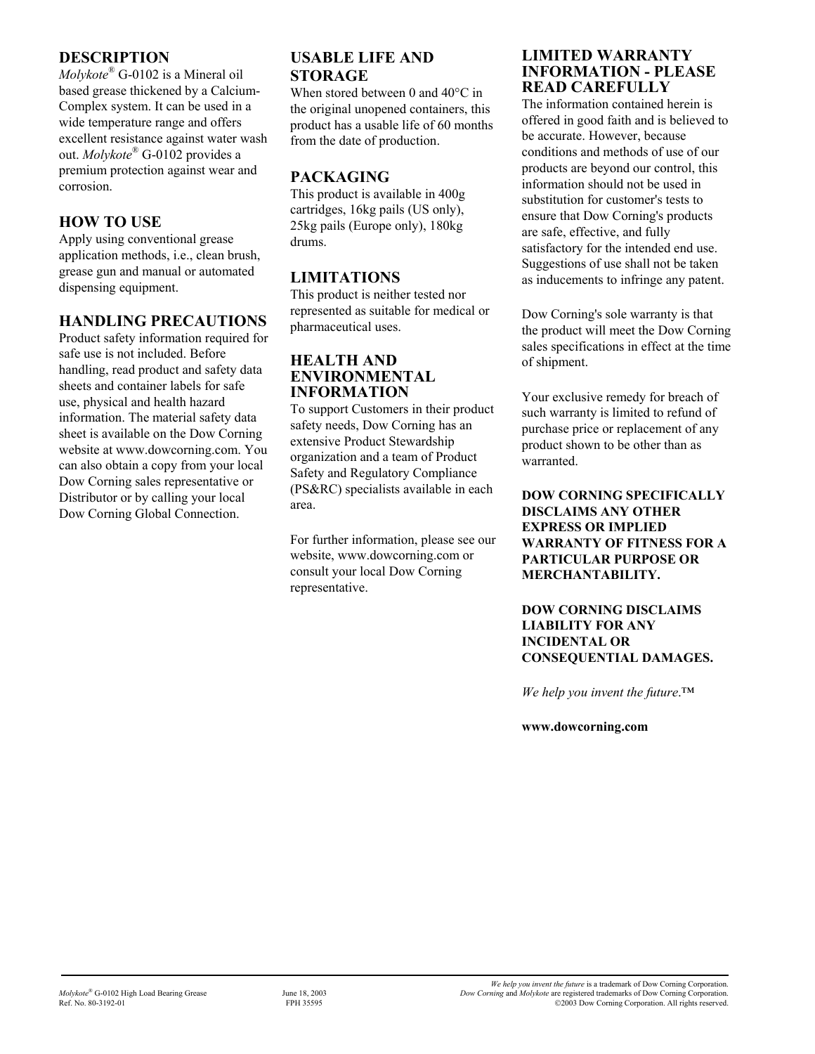## DESCRIPTION

*Molykote*® G-0102 is a Mineral oil based grease thickened by a Calcium-Complex system. It can be used in a wide temperature range and offers excellent resistance against water wash out. *Molykote*® G-0102 provides a premium protection against wear and corrosion.

## HOW TO USE

Apply using conventional grease application methods, i.e., clean brush, grease gun and manual or automated dispensing equipment.

## HANDLING PRECAUTIONS

Product safety information required for safe use is not included. Before handling, read product and safety data sheets and container labels for safe use, physical and health hazard information. The material safety data sheet is available on the Dow Corning website at www.dowcorning.com. You can also obtain a copy from your local Dow Corning sales representative or Distributor or by calling your local Dow Corning Global Connection.

## USABLE LIFE AND STORAGE

When stored between 0 and 40°C in the original unopened containers, this product has a usable life of 60 months from the date of production.

## PACKAGING

This product is available in 400g cartridges, 16kg pails (US only), 25kg pails (Europe only), 180kg drums.

## LIMITATIONS

This product is neither tested nor represented as suitable for medical or pharmaceutical uses.

## HEALTH AND ENVIRONMENTAL INFORMATION

To support Customers in their product safety needs, Dow Corning has an extensive Product Stewardship organization and a team of Product Safety and Regulatory Compliance (PS&RC) specialists available in each area.

For further information, please see our website, www.dowcorning.com or consult your local Dow Corning representative.

## LIMITED WARRANTY INFORMATION - PLEASE READ CAREFULLY

The information contained herein is offered in good faith and is believed to be accurate. However, because conditions and methods of use of our products are beyond our control, this information should not be used in substitution for customer's tests to ensure that Dow Corning's products are safe, effective, and fully satisfactory for the intended end use. Suggestions of use shall not be taken as inducements to infringe any patent.

Dow Corning's sole warranty is that the product will meet the Dow Corning sales specifications in effect at the time of shipment.

Your exclusive remedy for breach of such warranty is limited to refund of purchase price or replacement of any product shown to be other than as warranted.

**DOW CORNING SPECIFICALLY DISCLAIMS ANY OTHER EXPRESS OR IMPLIED WARRANTY OF FITNESS FOR A PARTICULAR PURPOSE OR MERCHANTABILITY.**

**DOW CORNING DISCLAIMS LIABILITY FOR ANY INCIDENTAL OR CONSEQUENTIAL DAMAGES.**

*We help you invent the future*.™

**www.dowcorning.com**

*Molykote*® G-0102 High Load Bearing Grease
Ref. No. 80-3192-01

June 18, 2003
FPH 35595

*We help you invent the future* is a trademark of Dow Corning Corporation.
*Dow Corning* and *Molykote* are registered trademarks of Dow Corning Corporation.
©2003 Dow Corning Corporation. All rights reserved.